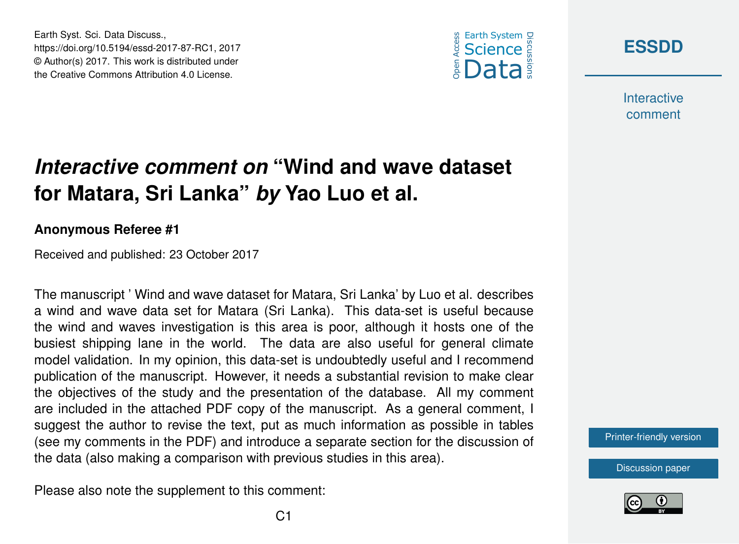# *Interactive comment on* "Wind and wave dataset for Matara, Sri Lanka" *by* Yao Luo et al.

**Anonymous Referee #1**

Received and published: 23 October 2017

The manuscript ' Wind and wave dataset for Matara, Sri Lanka' by Luo et al. describes a wind and wave data set for Matara (Sri Lanka). This data-set is useful because the wind and waves investigation is this area is poor, although it hosts one of the busiest shipping lane in the world. The data are also useful for general climate model validation. In my opinion, this data-set is undoubtedly useful and I recommend publication of the manuscript. However, it needs a substantial revision to make clear the objectives of the study and the presentation of the database. All my comment are included in the attached PDF copy of the manuscript. As a general comment, I suggest the author to revise the text, put as much information as possible in tables (see my comments in the PDF) and introduce a separate section for the discussion of the data (also making a comparison with previous studies in this area).

Please also note the supplement to this comment: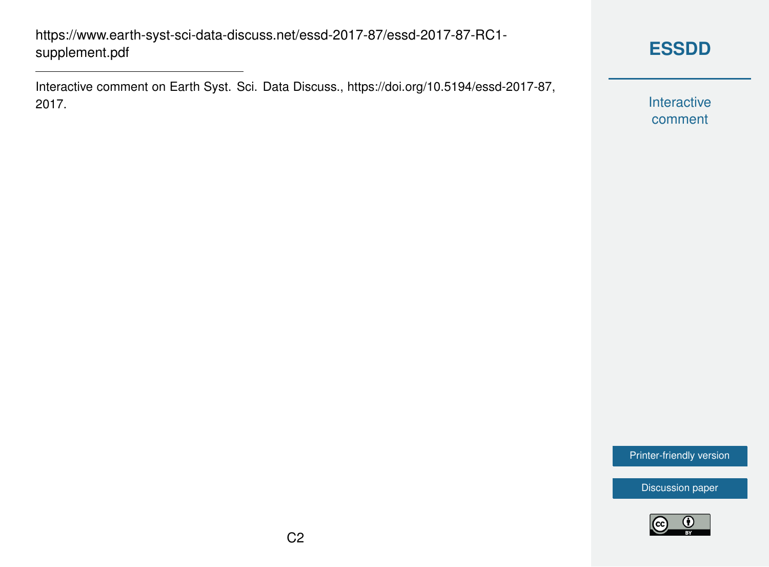https://www.earth-syst-sci-data-discuss.net/essd-2017-87/essd-2017-87-RC1-supplement.pdf

---

Interactive comment on Earth Syst. Sci. Data Discuss., https://doi.org/10.5194/essd-2017-87, 2017.